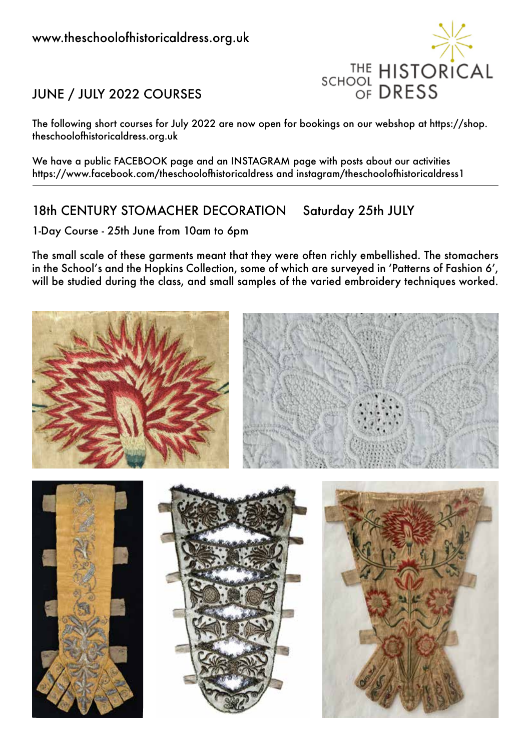www.theschoolofhistoricaldress.org.uk

THE SCHOOL OF HISTORICAL DRESS

## JUNE / JULY 2022 COURSES

The following short courses for July 2022 are now open for bookings on our webshop at https://shop.theschoolofhistoricaldress.org.uk

We have a public FACEBOOK page and an INSTAGRAM page with posts about our activities https://www.facebook.com/theschoolofhistoricaldress and instagram/theschoolofhistoricaldress1

---

## 18th CENTURY STOMACHER DECORATION Saturday 25th JULY

1-Day Course - 25th June from 10am to 6pm

The small scale of these garments meant that they were often richly embellished. The stomachers in the School's and the Hopkins Collection, some of which are surveyed in 'Patterns of Fashion 6', will be studied during the class, and small samples of the varied embroidery techniques worked.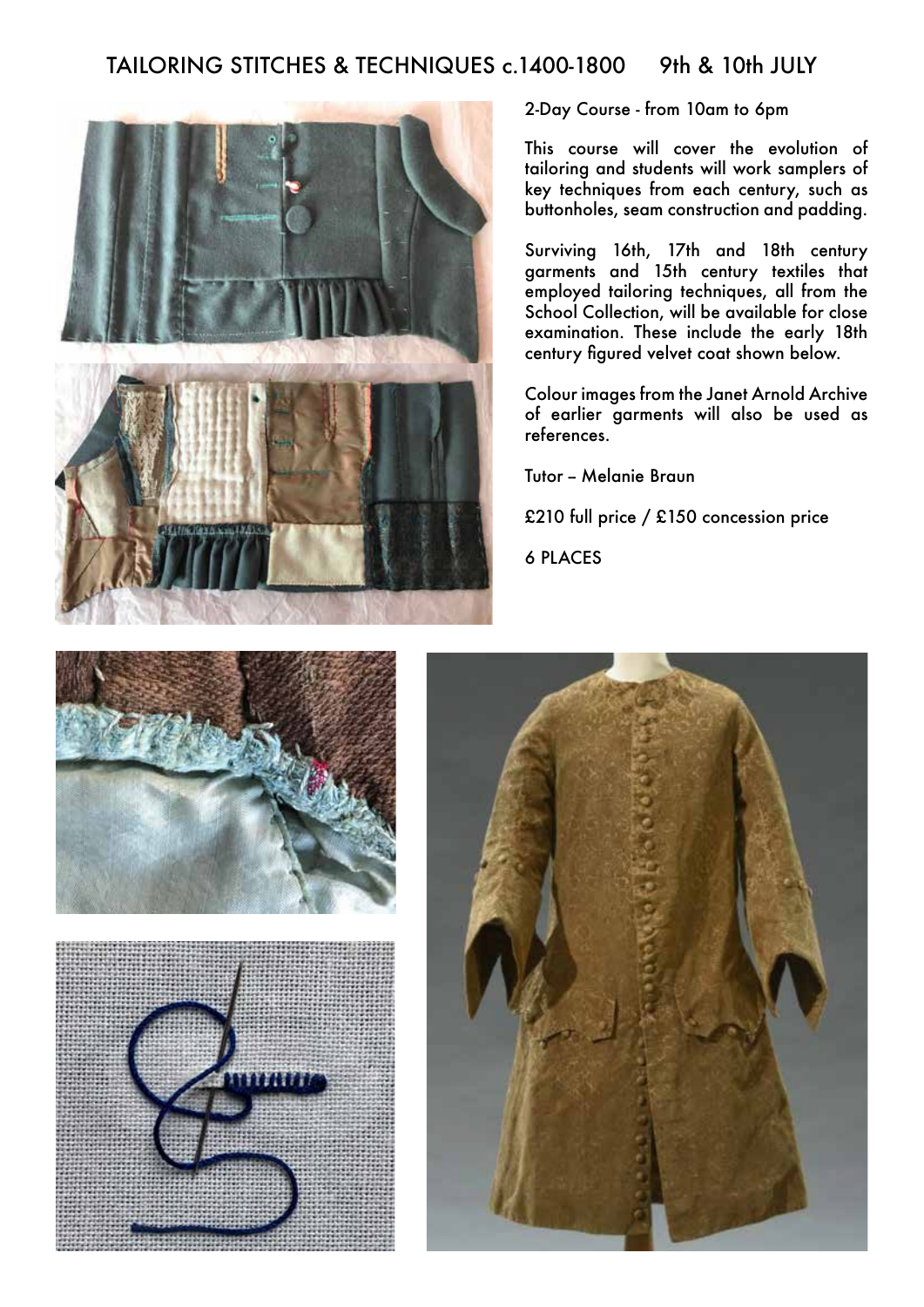## TAILORING STITCHES & TECHNIQUES c.1400-1800 9th & 10th JULY

2-Day Course - from 10am to 6pm

This course will cover the evolution of tailoring and students will work samplers of key techniques from each century, such as buttonholes, seam construction and padding.

Surviving 16th, 17th and 18th century garments and 15th century textiles that employed tailoring techniques, all from the School Collection, will be available for close examination. These include the early 18th century figured velvet coat shown below.

Colour images from the Janet Arnold Archive of earlier garments will also be used as references.

Tutor – Melanie Braun

£210 full price / £150 concession price

6 PLACES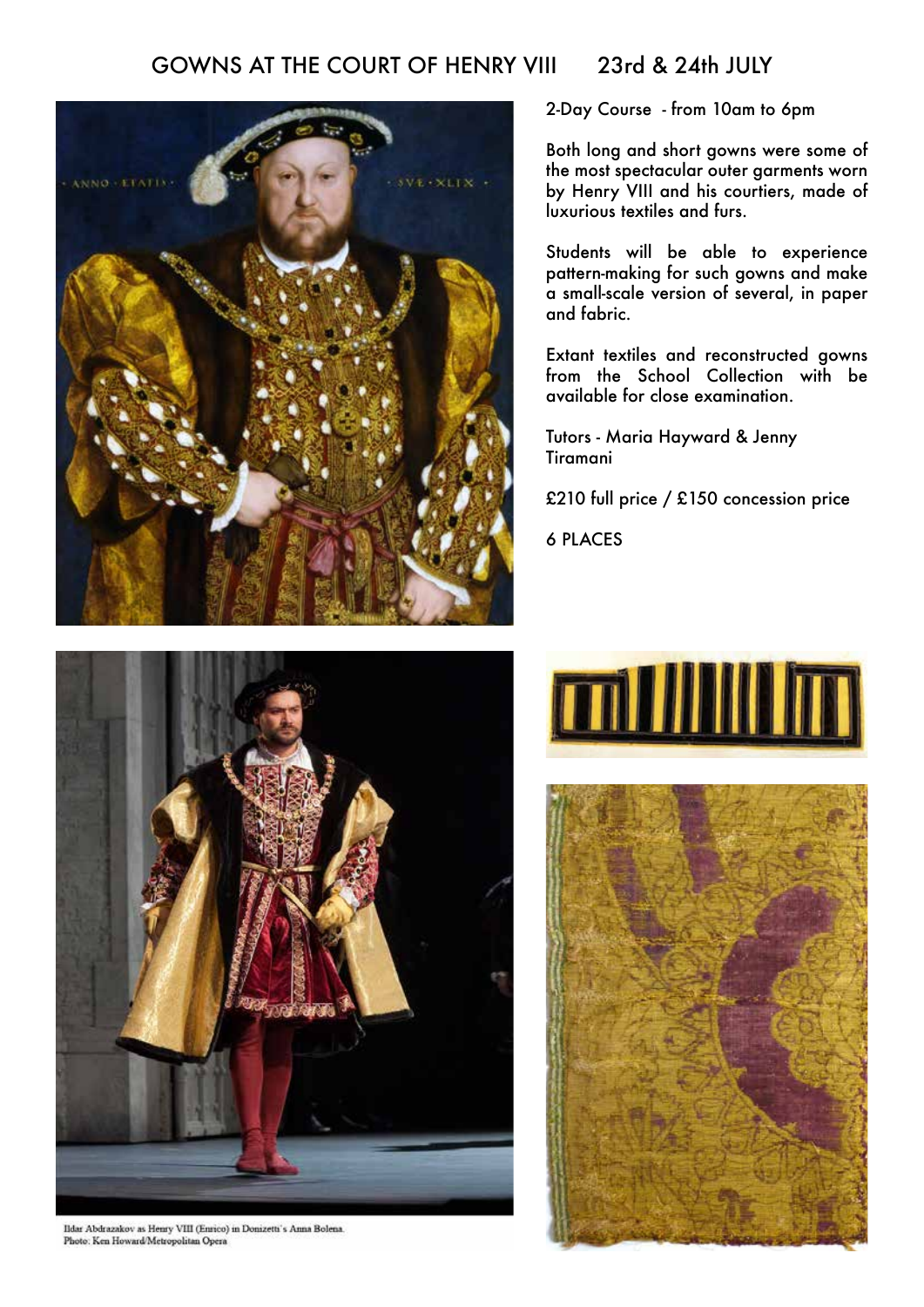# GOWNS AT THE COURT OF HENRY VIII     23rd & 24th JULY

2-Day Course - from 10am to 6pm

Both long and short gowns were some of the most spectacular outer garments worn by Henry VIII and his courtiers, made of luxurious textiles and furs.

Students will be able to experience pattern-making for such gowns and make a small-scale version of several, in paper and fabric.

Extant textiles and reconstructed gowns from the School Collection with be available for close examination.

Tutors - Maria Hayward & Jenny Tiramani

£210 full price / £150 concession price

6 PLACES

Ildar Abdrazakov as Henry VIII (Enrico) in Donizetti's Anna Bolena.
Photo: Ken Howard/Metropolitan Opera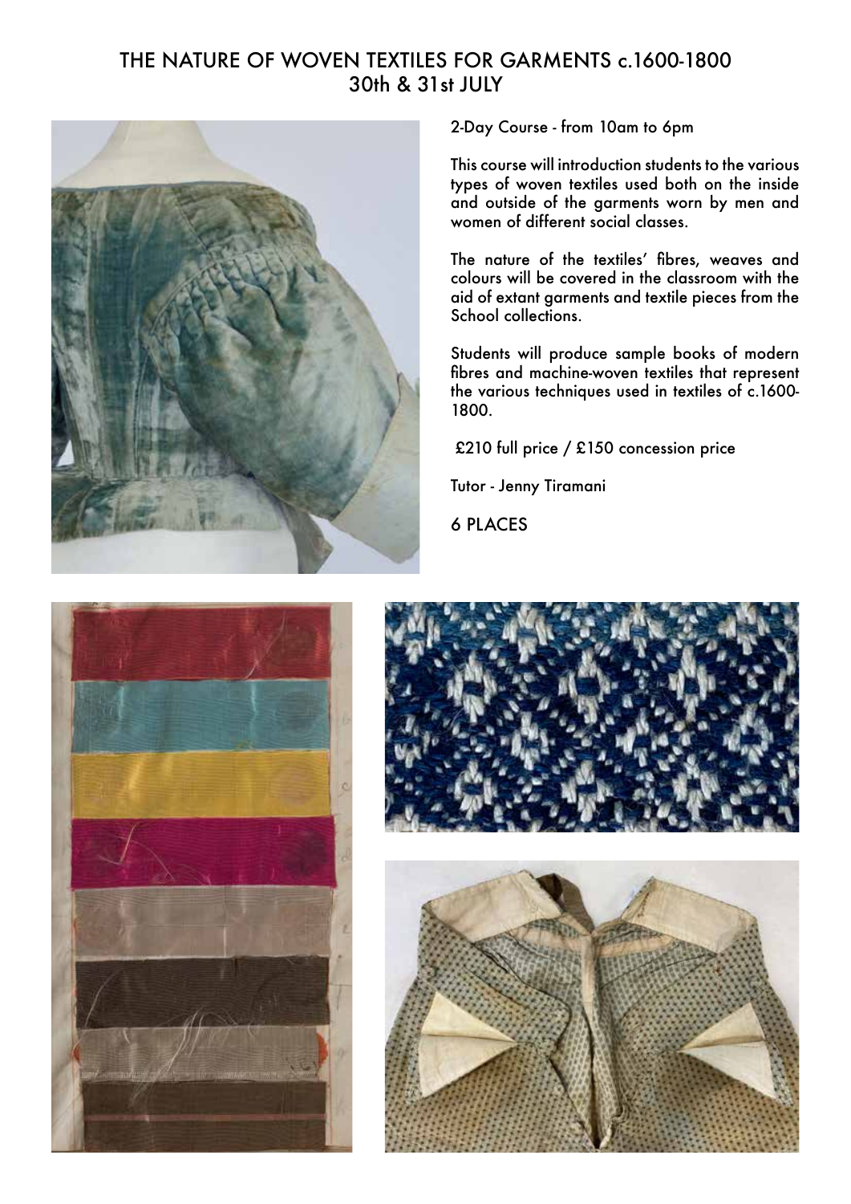# THE NATURE OF WOVEN TEXTILES FOR GARMENTS c.1600-1800
## 30th & 31st JULY

2-Day Course - from 10am to 6pm

This course will introduction students to the various types of woven textiles used both on the inside and outside of the garments worn by men and women of different social classes.

The nature of the textiles' fibres, weaves and colours will be covered in the classroom with the aid of extant garments and textile pieces from the School collections.

Students will produce sample books of modern fibres and machine-woven textiles that represent the various techniques used in textiles of c.1600-1800.

£210 full price / £150 concession price

Tutor - Jenny Tiramani

6 PLACES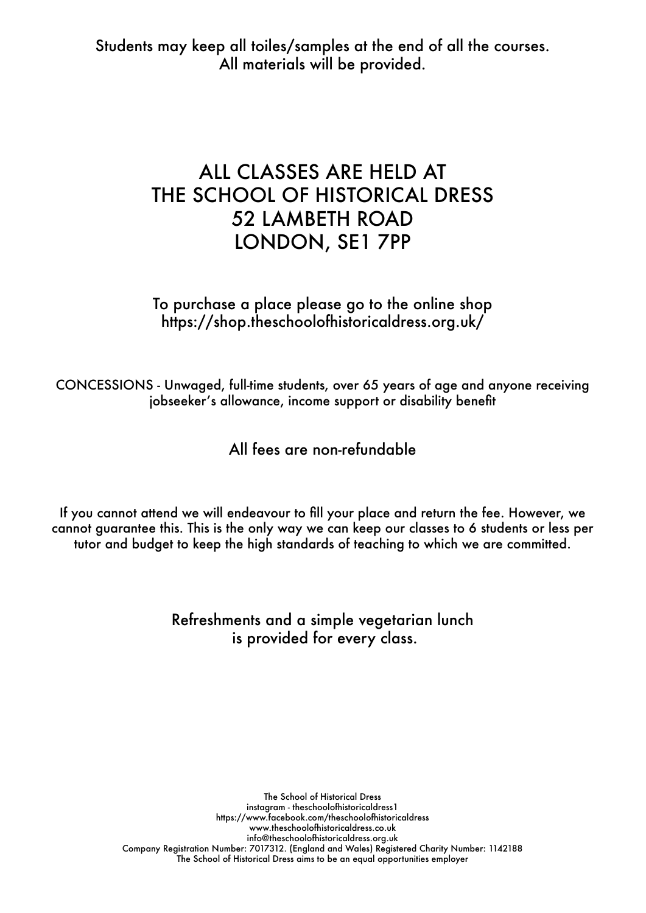Students may keep all toiles/samples at the end of all the courses.
All materials will be provided.

## ALL CLASSES ARE HELD AT THE SCHOOL OF HISTORICAL DRESS 52 LAMBETH ROAD LONDON, SE1 7PP

To purchase a place please go to the online shop
https://shop.theschoolofhistoricaldress.org.uk/

CONCESSIONS - Unwaged, full-time students, over 65 years of age and anyone receiving jobseeker's allowance, income support or disability benefit

All fees are non-refundable

If you cannot attend we will endeavour to fill your place and return the fee. However, we cannot guarantee this. This is the only way we can keep our classes to 6 students or less per tutor and budget to keep the high standards of teaching to which we are committed.

Refreshments and a simple vegetarian lunch
is provided for every class.

The School of Historical Dress
instagram - theschoolofhistoricaldress1
https://www.facebook.com/theschoolofhistoricaldress
www.theschoolofhistoricaldress.co.uk
info@theschoolofhistoricaldress.org.uk
Company Registration Number: 7017312. (England and Wales) Registered Charity Number: 1142188
The School of Historical Dress aims to be an equal opportunities employer